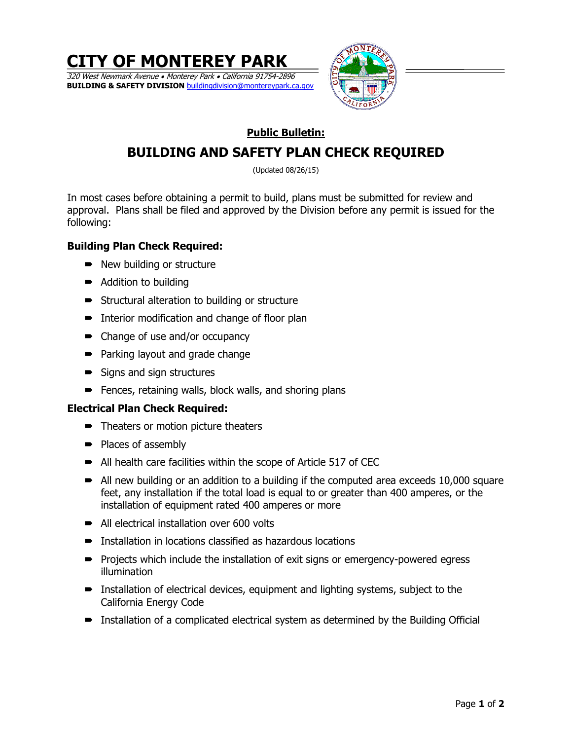# CITY OF MONTEREY PARK

*320 West Newmark Avenue • Monterey Park • California 91754-2896*
**BUILDING & SAFETY DIVISION** buildingdivision@montereypark.ca.gov

**Public Bulletin:**

## BUILDING AND SAFETY PLAN CHECK REQUIRED

(Updated 08/26/15)

In most cases before obtaining a permit to build, plans must be submitted for review and approval. Plans shall be filed and approved by the Division before any permit is issued for the following:

### Building Plan Check Required:

- New building or structure
- Addition to building
- Structural alteration to building or structure
- Interior modification and change of floor plan
- Change of use and/or occupancy
- Parking layout and grade change
- Signs and sign structures
- Fences, retaining walls, block walls, and shoring plans

### Electrical Plan Check Required:

- Theaters or motion picture theaters
- Places of assembly
- All health care facilities within the scope of Article 517 of CEC
- All new building or an addition to a building if the computed area exceeds 10,000 square feet, any installation if the total load is equal to or greater than 400 amperes, or the installation of equipment rated 400 amperes or more
- All electrical installation over 600 volts
- Installation in locations classified as hazardous locations
- Projects which include the installation of exit signs or emergency-powered egress illumination
- Installation of electrical devices, equipment and lighting systems, subject to the California Energy Code
- Installation of a complicated electrical system as determined by the Building Official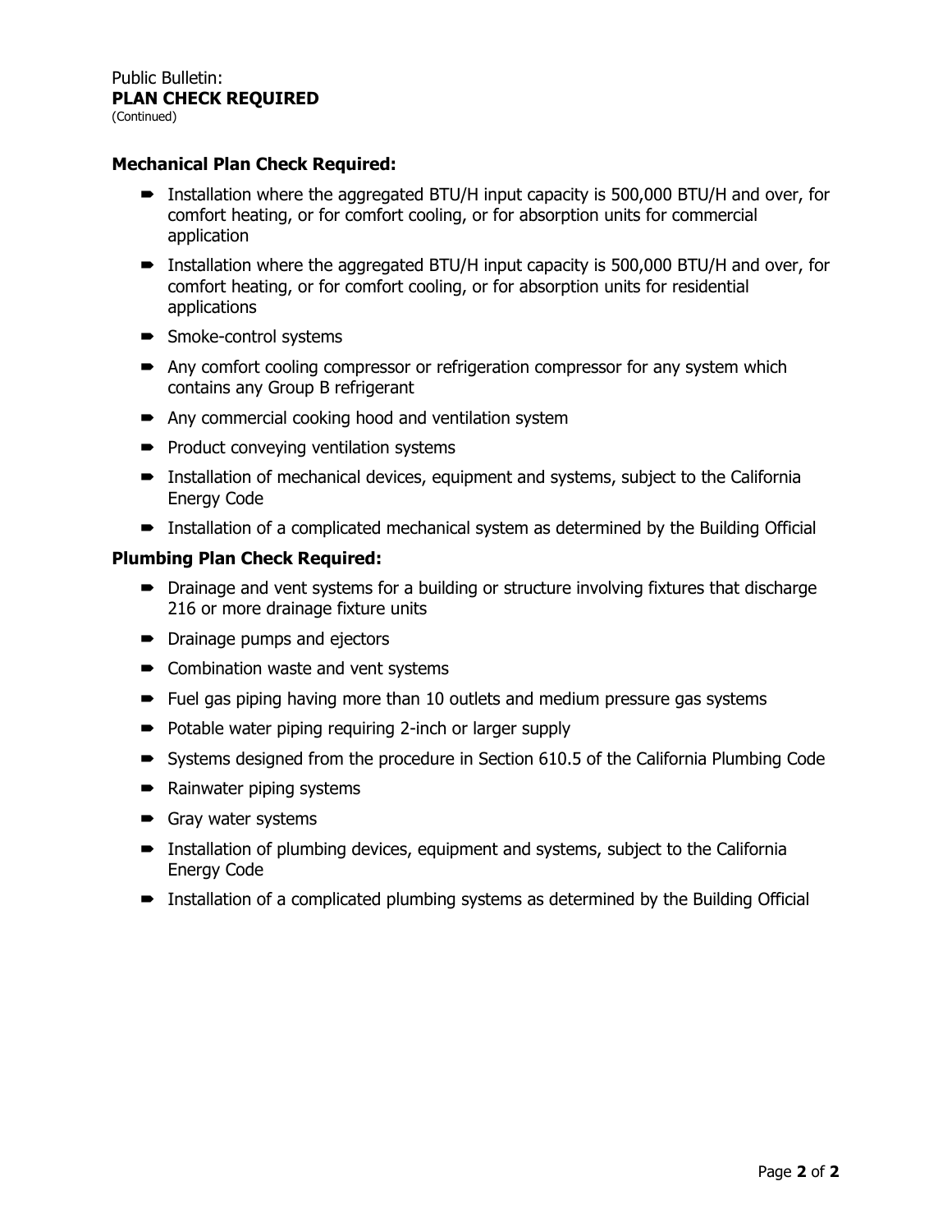Public Bulletin:
**PLAN CHECK REQUIRED**
(Continued)

**Mechanical Plan Check Required:**

- Installation where the aggregated BTU/H input capacity is 500,000 BTU/H and over, for comfort heating, or for comfort cooling, or for absorption units for commercial application
- Installation where the aggregated BTU/H input capacity is 500,000 BTU/H and over, for comfort heating, or for comfort cooling, or for absorption units for residential applications
- Smoke-control systems
- Any comfort cooling compressor or refrigeration compressor for any system which contains any Group B refrigerant
- Any commercial cooking hood and ventilation system
- Product conveying ventilation systems
- Installation of mechanical devices, equipment and systems, subject to the California Energy Code
- Installation of a complicated mechanical system as determined by the Building Official

**Plumbing Plan Check Required:**

- Drainage and vent systems for a building or structure involving fixtures that discharge 216 or more drainage fixture units
- Drainage pumps and ejectors
- Combination waste and vent systems
- Fuel gas piping having more than 10 outlets and medium pressure gas systems
- Potable water piping requiring 2-inch or larger supply
- Systems designed from the procedure in Section 610.5 of the California Plumbing Code
- Rainwater piping systems
- Gray water systems
- Installation of plumbing devices, equipment and systems, subject to the California Energy Code
- Installation of a complicated plumbing systems as determined by the Building Official